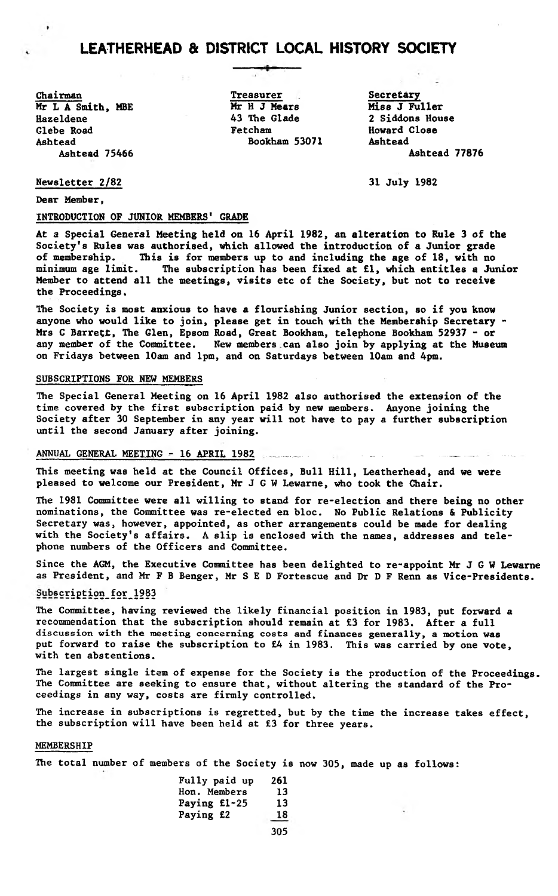# LEATHERHEAD & DISTRICT LOCAL HISTORY SOCIETY

| Chairman | Treasurer | Secretary |
|---|---|---|
| Mr L A Smith, MBE | Mr H J Mears | Miss J Fuller |
| Hazeldene | 43 The Glade | 2 Siddons House |
| Glebe Road | Fetcham | Howard Close |
| Ashtead | Bookham 53071 | Ashtead |
| Ashtead 75466 | | Ashtead 77876 |

Newsletter 2/82

31 July 1982

Dear Member,

## INTRODUCTION OF JUNIOR MEMBERS' GRADE

At a Special General Meeting held on 16 April 1982, an alteration to Rule 3 of the Society's Rules was authorised, which allowed the introduction of a Junior grade of membership. This is for members up to and including the age of 18, with no minimum age limit. The subscription has been fixed at £1, which entitles a Junior Member to attend all the meetings, visits etc of the Society, but not to receive the Proceedings.

The Society is most anxious to have a flourishing Junior section, so if you know anyone who would like to join, please get in touch with the Membership Secretary - Mrs C Barrett, The Glen, Epsom Road, Great Bookham, telephone Bookham 52937 - or any member of the Committee. New members can also join by applying at the Museum on Fridays between 10am and 1pm, and on Saturdays between 10am and 4pm.

## SUBSCRIPTIONS FOR NEW MEMBERS

The Special General Meeting on 16 April 1982 also authorised the extension of the time covered by the first subscription paid by new members. Anyone joining the Society after 30 September in any year will not have to pay a further subscription until the second January after joining.

## ANNUAL GENERAL MEETING - 16 APRIL 1982

This meeting was held at the Council Offices, Bull Hill, Leatherhead, and we were pleased to welcome our President, Mr J G W Lewarne, who took the Chair.

The 1981 Committee were all willing to stand for re-election and there being no other nominations, the Committee was re-elected en bloc. No Public Relations & Publicity Secretary was, however, appointed, as other arrangements could be made for dealing with the Society's affairs. A slip is enclosed with the names, addresses and telephone numbers of the Officers and Committee.

Since the AGM, the Executive Committee has been delighted to re-appoint Mr J G W Lewarne as President, and Mr F B Benger, Mr S E D Fortescue and Dr D F Renn as Vice-Presidents.

### Subscription for 1983

The Committee, having reviewed the likely financial position in 1983, put forward a recommendation that the subscription should remain at £3 for 1983. After a full discussion with the meeting concerning costs and finances generally, a motion was put forward to raise the subscription to £4 in 1983. This was carried by one vote, with ten abstentions.

The largest single item of expense for the Society is the production of the Proceedings. The Committee are seeking to ensure that, without altering the standard of the Proceedings in any way, costs are firmly controlled.

The increase in subscriptions is regretted, but by the time the increase takes effect, the subscription will have been held at £3 for three years.

## MEMBERSHIP

The total number of members of the Society is now 305, made up as follows:

| | |
|---|---|
| Fully paid up | 261 |
| Hon. Members | 13 |
| Paying £1-25 | 13 |
| Paying £2 | 18 |
| | 305 |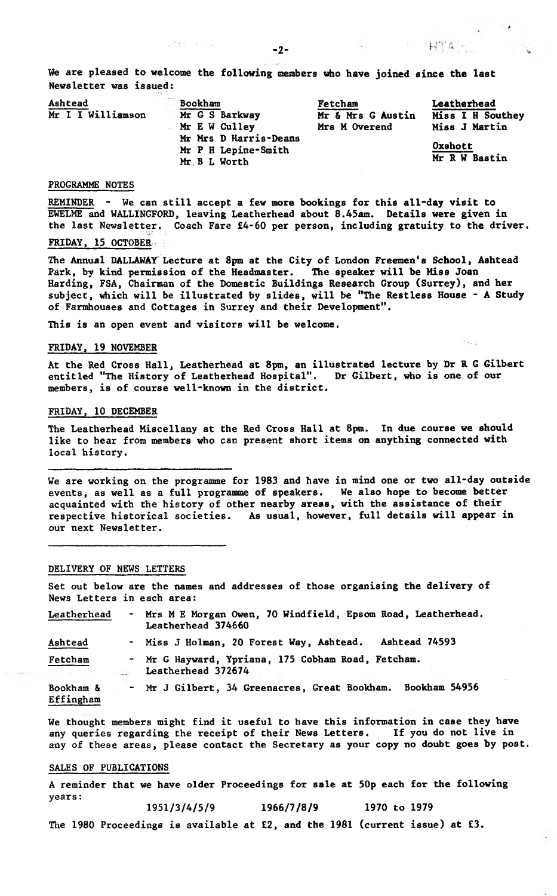We are pleased to welcome the following members who have joined since the last Newsletter was issued:

| Ashtead | Bookham | Fetcham | Leatherhead |
|---|---|---|---|
| Mr I I Williamson | Mr G S Barkway | Mr & Mrs G Austin | Miss I H Southey |
| | Mr E W Culley | Mrs M Overend | Miss J Martin |
| | Mr Mrs D Harris-Deans | | **Oxshott** |
| | Mr P H Lepine-Smith | | Mr R W Bastin |
| | Mr B L Worth | | |

## PROGRAMME NOTES

REMINDER - We can still accept a few more bookings for this all-day visit to EWELME and WALLINGFORD, leaving Leatherhead about 8.45am. Details were given in the last Newsletter. Coach Fare £4-60 per person, including gratuity to the driver.

### FRIDAY, 15 OCTOBER

The Annual DALLAWAY Lecture at 8pm at the City of London Freemen's School, Ashtead Park, by kind permission of the Headmaster. The speaker will be Miss Joan Harding, FSA, Chairman of the Domestic Buildings Research Group (Surrey), and her subject, which will be illustrated by slides, will be "The Restless House - A Study of Farmhouses and Cottages in Surrey and their Development".

This is an open event and visitors will be welcome.

### FRIDAY, 19 NOVEMBER

At the Red Cross Hall, Leatherhead at 8pm, an illustrated lecture by Dr R G Gilbert entitled "The History of Leatherhead Hospital". Dr Gilbert, who is one of our members, is of course well-known in the district.

### FRIDAY, 10 DECEMBER

The Leatherhead Miscellany at the Red Cross Hall at 8pm. In due course we should like to hear from members who can present short items on anything connected with local history.

---

We are working on the programme for 1983 and have in mind one or two all-day outside events, as well as a full programme of speakers. We also hope to become better acquainted with the history of other nearby areas, with the assistance of their respective historical societies. As usual, however, full details will appear in our next Newsletter.

---

## DELIVERY OF NEWS LETTERS

Set out below are the names and addresses of those organising the delivery of News Letters in each area:

| | |
|---|---|
| Leatherhead | - Mrs M E Morgan Owen, 70 Windfield, Epsom Road, Leatherhead. Leatherhead 374660 |
| Ashtead | - Miss J Holman, 20 Forest Way, Ashtead. Ashtead 74593 |
| Fetcham | - Mr G Hayward, Ypriana, 175 Cobham Road, Fetcham. Leatherhead 372674 |
| Bookham & Effingham | - Mr J Gilbert, 34 Greenacres, Great Bookham. Bookham 54956 |

We thought members might find it useful to have this information in case they have any queries regarding the receipt of their News Letters. If you do not live in any of these areas, please contact the Secretary as your copy no doubt goes by post.

## SALES OF PUBLICATIONS

A reminder that we have older Proceedings for sale at 50p each for the following years:

1951/3/4/5/9 &nbsp;&nbsp;&nbsp; 1966/7/8/9 &nbsp;&nbsp;&nbsp; 1970 to 1979

The 1980 Proceedings is available at £2, and the 1981 (current issue) at £3.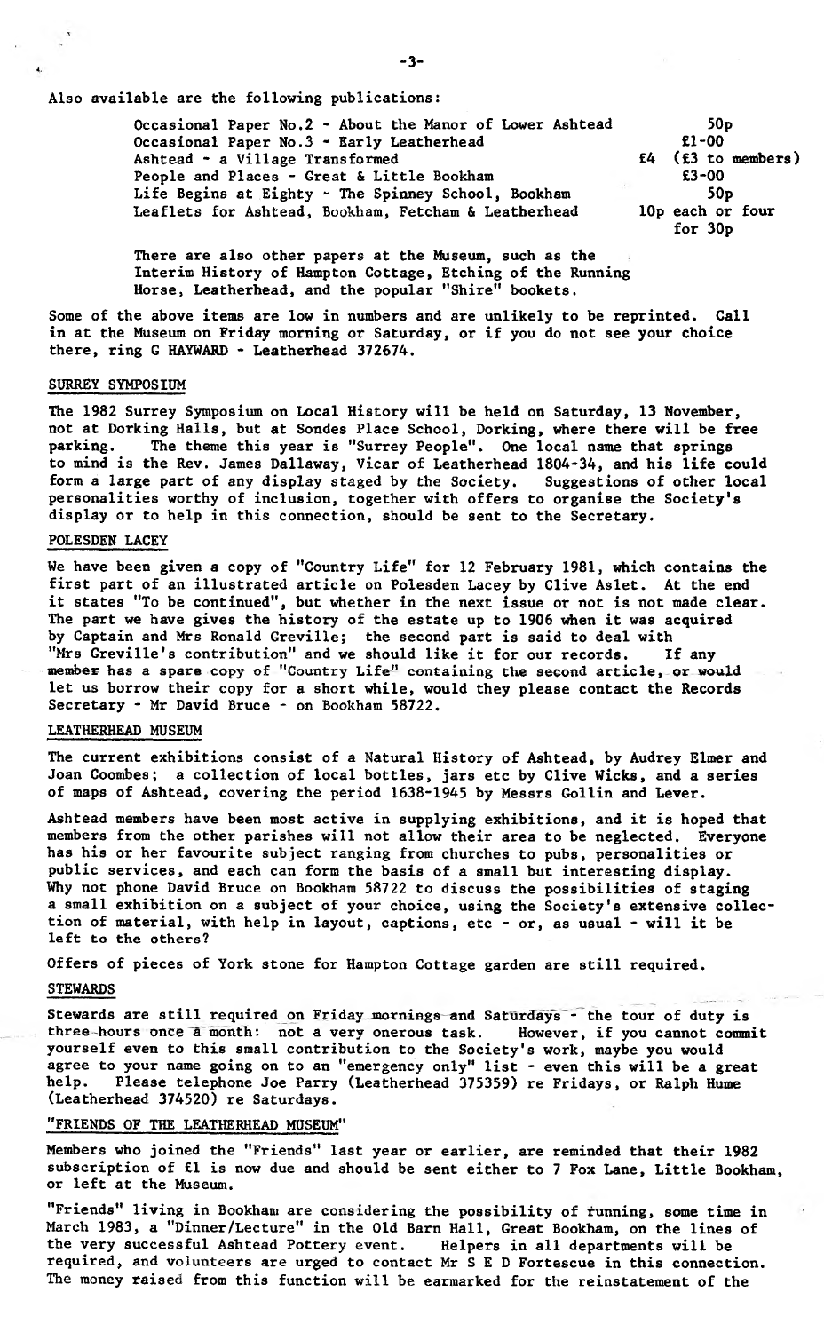Also available are the following publications:

| | |
|---|---|
| Occasional Paper No.2 - About the Manor of Lower Ashtead | 50p |
| Occasional Paper No.3 - Early Leatherhead | £1-00 |
| Ashtead - a Village Transformed | £4 (£3 to members) |
| People and Places - Great & Little Bookham | £3-00 |
| Life Begins at Eighty - The Spinney School, Bookham | 50p |
| Leaflets for Ashtead, Bookham, Fetcham & Leatherhead | 10p each or four for 30p |

There are also other papers at the Museum, such as the Interim History of Hampton Cottage, Etching of the Running Horse, Leatherhead, and the popular "Shire" bookets.

Some of the above items are low in numbers and are unlikely to be reprinted. Call in at the Museum on Friday morning or Saturday, or if you do not see your choice there, ring G HAYWARD - Leatherhead 372674.

## SURREY SYMPOSIUM

The 1982 Surrey Symposium on Local History will be held on Saturday, 13 November, not at Dorking Halls, but at Sondes Place School, Dorking, where there will be free parking. The theme this year is "Surrey People". One local name that springs to mind is the Rev. James Dallaway, Vicar of Leatherhead 1804-34, and his life could form a large part of any display staged by the Society. Suggestions of other local personalities worthy of inclusion, together with offers to organise the Society's display or to help in this connection, should be sent to the Secretary.

## POLESDEN LACEY

We have been given a copy of "Country Life" for 12 February 1981, which contains the first part of an illustrated article on Polesden Lacey by Clive Aslet. At the end it states "To be continued", but whether in the next issue or not is not made clear. The part we have gives the history of the estate up to 1906 when it was acquired by Captain and Mrs Ronald Greville; the second part is said to deal with "Mrs Greville's contribution" and we should like it for our records. If any member has a spare copy of "Country Life" containing the second article, or would let us borrow their copy for a short while, would they please contact the Records Secretary - Mr David Bruce - on Bookham 58722.

## LEATHERHEAD MUSEUM

The current exhibitions consist of a Natural History of Ashtead, by Audrey Elmer and Joan Coombes; a collection of local bottles, jars etc by Clive Wicks, and a series of maps of Ashtead, covering the period 1638-1945 by Messrs Gollin and Lever.

Ashtead members have been most active in supplying exhibitions, and it is hoped that members from the other parishes will not allow their area to be neglected. Everyone has his or her favourite subject ranging from churches to pubs, personalities or public services, and each can form the basis of a small but interesting display. Why not phone David Bruce on Bookham 58722 to discuss the possibilities of staging a small exhibition on a subject of your choice, using the Society's extensive collection of material, with help in layout, captions, etc - or, as usual - will it be left to the others?

Offers of pieces of York stone for Hampton Cottage garden are still required.

## STEWARDS

Stewards are still required on Friday mornings and Saturdays - the tour of duty is three hours once a month: not a very onerous task. However, if you cannot commit yourself even to this small contribution to the Society's work, maybe you would agree to your name going on to an "emergency only" list - even this will be a great help. Please telephone Joe Parry (Leatherhead 375359) re Fridays, or Ralph Hume (Leatherhead 374520) re Saturdays.

## "FRIENDS OF THE LEATHERHEAD MUSEUM"

Members who joined the "Friends" last year or earlier, are reminded that their 1982 subscription of £1 is now due and should be sent either to 7 Fox Lane, Little Bookham, or left at the Museum.

"Friends" living in Bookham are considering the possibility of running, some time in March 1983, a "Dinner/Lecture" in the Old Barn Hall, Great Bookham, on the lines of the very successful Ashtead Pottery event. Helpers in all departments will be required, and volunteers are urged to contact Mr S E D Fortescue in this connection. The money raised from this function will be earmarked for the reinstatement of the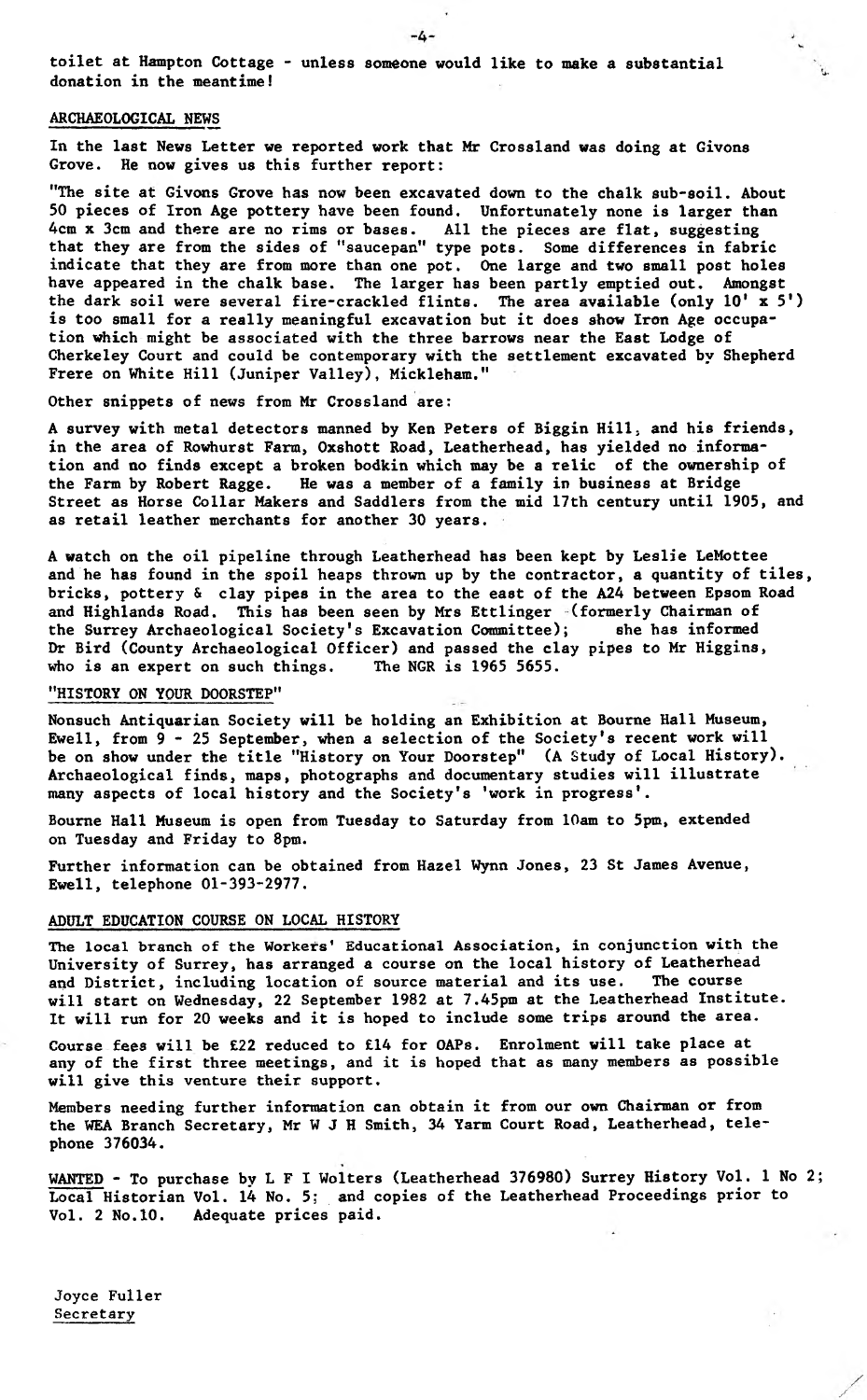toilet at Hampton Cottage - unless someone would like to make a substantial donation in the meantime!

## ARCHAEOLOGICAL NEWS

In the last News Letter we reported work that Mr Crossland was doing at Givons Grove. He now gives us this further report:

"The site at Givons Grove has now been excavated down to the chalk sub-soil. About 50 pieces of Iron Age pottery have been found. Unfortunately none is larger than 4cm x 3cm and there are no rims or bases. All the pieces are flat, suggesting that they are from the sides of "saucepan" type pots. Some differences in fabric indicate that they are from more than one pot. One large and two small post holes have appeared in the chalk base. The larger has been partly emptied out. Amongst the dark soil were several fire-crackled flints. The area available (only 10' x 5') is too small for a really meaningful excavation but it does show Iron Age occupation which might be associated with the three barrows near the East Lodge of Cherkeley Court and could be contemporary with the settlement excavated by Shepherd Frere on White Hill (Juniper Valley), Mickleham."

Other snippets of news from Mr Crossland are:

A survey with metal detectors manned by Ken Peters of Biggin Hill, and his friends, in the area of Rowhurst Farm, Oxshott Road, Leatherhead, has yielded no information and no finds except a broken bodkin which may be a relic of the ownership of the Farm by Robert Ragge. He was a member of a family in business at Bridge Street as Horse Collar Makers and Saddlers from the mid 17th century until 1905, and as retail leather merchants for another 30 years.

A watch on the oil pipeline through Leatherhead has been kept by Leslie LeMottee and he has found in the spoil heaps thrown up by the contractor, a quantity of tiles, bricks, pottery & clay pipes in the area to the east of the A24 between Epsom Road and Highlands Road. This has been seen by Mrs Ettlinger (formerly Chairman of the Surrey Archaeological Society's Excavation Committee); she has informed Dr Bird (County Archaeological Officer) and passed the clay pipes to Mr Higgins, who is an expert on such things. The NGR is 1965 5655.

## "HISTORY ON YOUR DOORSTEP"

Nonsuch Antiquarian Society will be holding an Exhibition at Bourne Hall Museum, Ewell, from 9 - 25 September, when a selection of the Society's recent work will be on show under the title "History on Your Doorstep" (A Study of Local History). Archaeological finds, maps, photographs and documentary studies will illustrate many aspects of local history and the Society's 'work in progress'.

Bourne Hall Museum is open from Tuesday to Saturday from 10am to 5pm, extended on Tuesday and Friday to 8pm.

Further information can be obtained from Hazel Wynn Jones, 23 St James Avenue, Ewell, telephone 01-393-2977.

## ADULT EDUCATION COURSE ON LOCAL HISTORY

The local branch of the Workers' Educational Association, in conjunction with the University of Surrey, has arranged a course on the local history of Leatherhead and District, including location of source material and its use. The course will start on Wednesday, 22 September 1982 at 7.45pm at the Leatherhead Institute. It will run for 20 weeks and it is hoped to include some trips around the area.

Course fees will be £22 reduced to £14 for OAPs. Enrolment will take place at any of the first three meetings, and it is hoped that as many members as possible will give this venture their support.

Members needing further information can obtain it from our own Chairman or from the WEA Branch Secretary, Mr W J H Smith, 34 Yarm Court Road, Leatherhead, telephone 376034.

WANTED - To purchase by L F I Wolters (Leatherhead 376980) Surrey History Vol. 1 No 2; Local Historian Vol. 14 No. 5; and copies of the Leatherhead Proceedings prior to Vol. 2 No.10. Adequate prices paid.

Joyce Fuller
Secretary